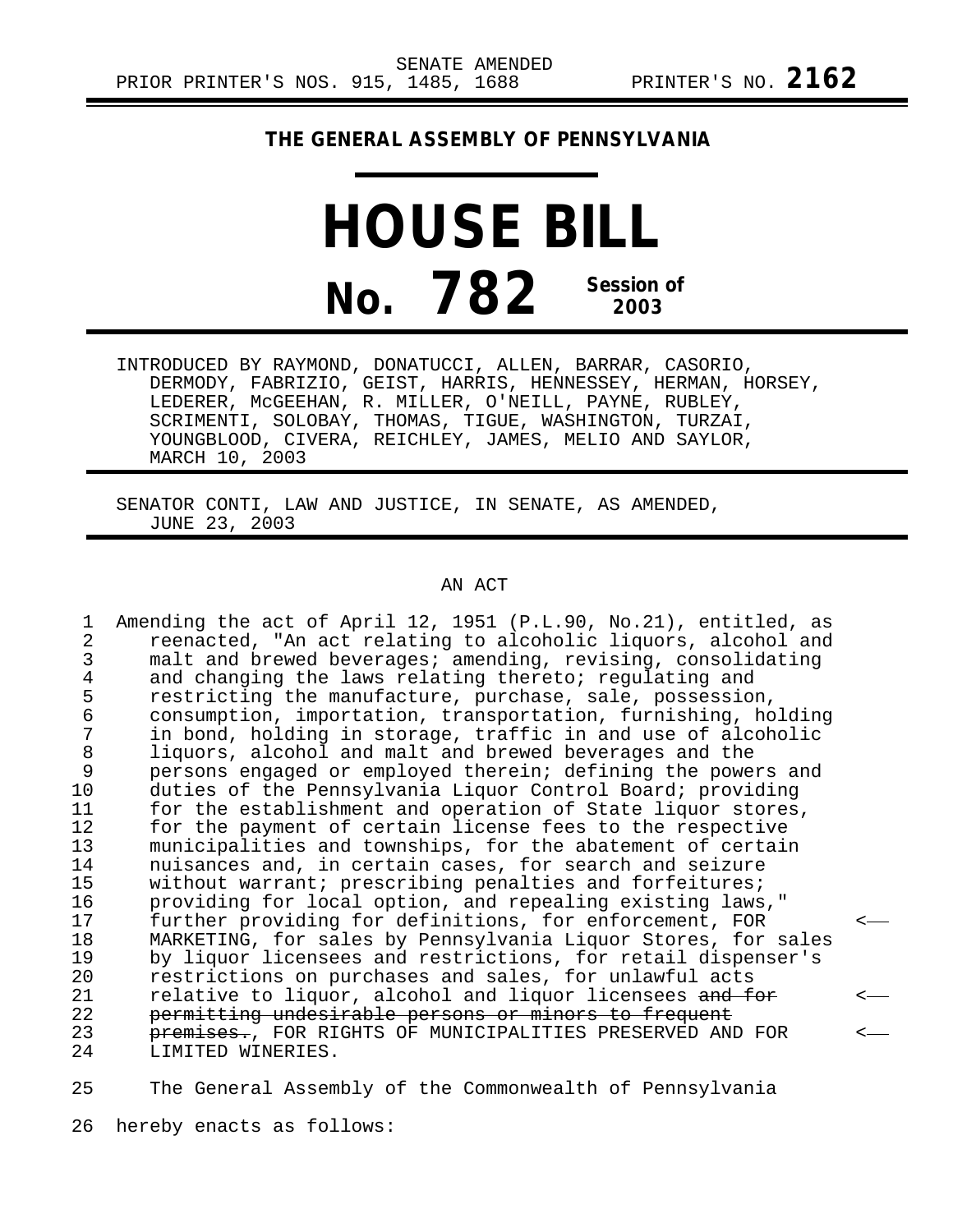SENATE AMENDED

PRIOR PRINTER'S NOS. 915, 1485, 1688 PRINTER'S NO. **2162**

**THE GENERAL ASSEMBLY OF PENNSYLVANIA**

# HOUSE BILL

# No. 782 Session of 2003

INTRODUCED BY RAYMOND, DONATUCCI, ALLEN, BARRAR, CASORIO, DERMODY, FABRIZIO, GEIST, HARRIS, HENNESSEY, HERMAN, HORSEY, LEDERER, McGEEHAN, R. MILLER, O'NEILL, PAYNE, RUBLEY, SCRIMENTI, SOLOBAY, THOMAS, TIGUE, WASHINGTON, TURZAI, YOUNGBLOOD, CIVERA, REICHLEY, JAMES, MELIO AND SAYLOR, MARCH 10, 2003

SENATOR CONTI, LAW AND JUSTICE, IN SENATE, AS AMENDED, JUNE 23, 2003

## AN ACT

1 Amending the act of April 12, 1951 (P.L.90, No.21), entitled, as
2 reenacted, "An act relating to alcoholic liquors, alcohol and
3 malt and brewed beverages; amending, revising, consolidating
4 and changing the laws relating thereto; regulating and
5 restricting the manufacture, purchase, sale, possession,
6 consumption, importation, transportation, furnishing, holding
7 in bond, holding in storage, traffic in and use of alcoholic
8 liquors, alcohol and malt and brewed beverages and the
9 persons engaged or employed therein; defining the powers and
10 duties of the Pennsylvania Liquor Control Board; providing
11 for the establishment and operation of State liquor stores,
12 for the payment of certain license fees to the respective
13 municipalities and townships, for the abatement of certain
14 nuisances and, in certain cases, for search and seizure
15 without warrant; prescribing penalties and forfeitures;
16 providing for local option, and repealing existing laws,"
17 further providing for definitions, for enforcement, FOR <——
18 MARKETING, for sales by Pennsylvania Liquor Stores, for sales
19 by liquor licensees and restrictions, for retail dispenser's
20 restrictions on purchases and sales, for unlawful acts
21 relative to liquor, alcohol and liquor licensees ~~and for~~ <——
22 ~~permitting undesirable persons or minors to frequent~~
23 ~~premises.~~, FOR RIGHTS OF MUNICIPALITIES PRESERVED AND FOR <——
24 LIMITED WINERIES.

25 The General Assembly of the Commonwealth of Pennsylvania

26 hereby enacts as follows: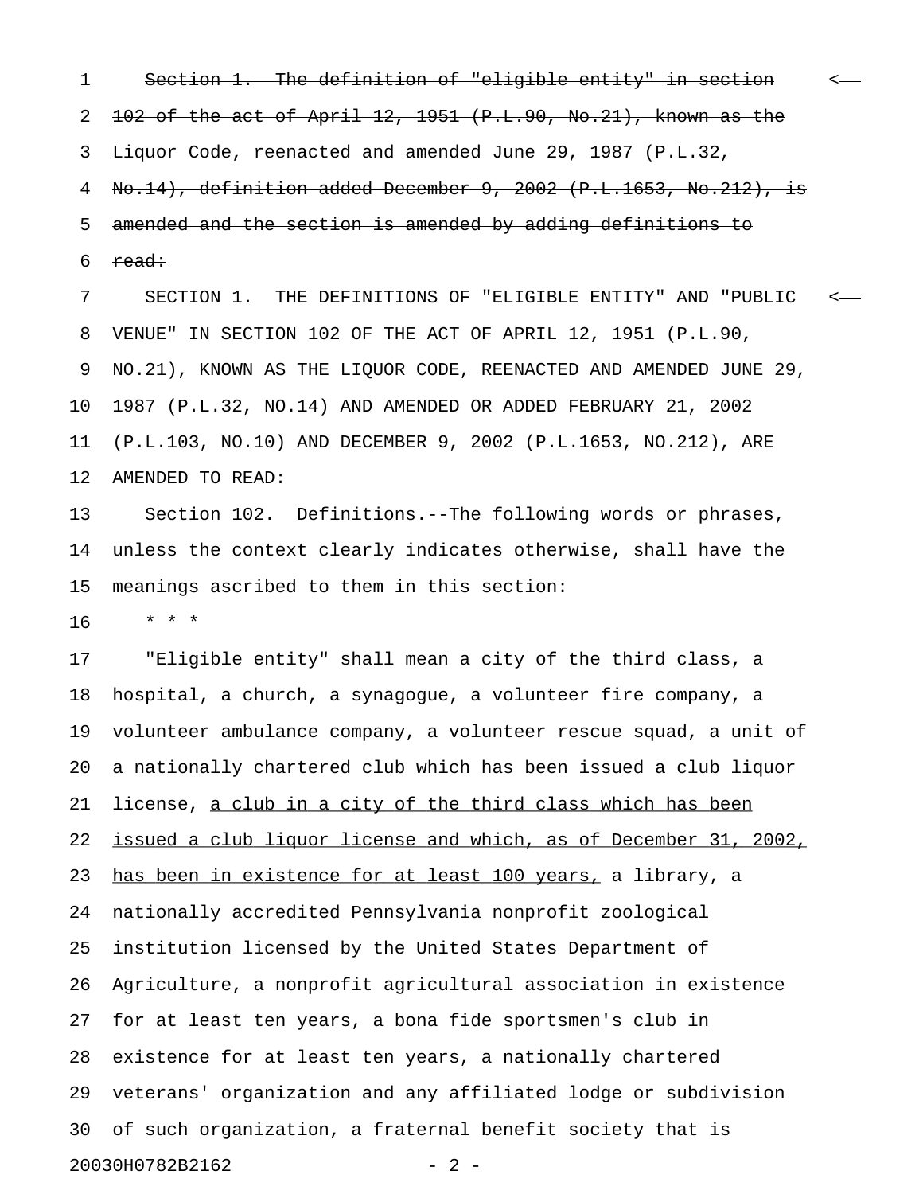~~Section 1. The definition of "eligible entity" in section 102 of the act of April 12, 1951 (P.L.90, No.21), known as the Liquor Code, reenacted and amended June 29, 1987 (P.L.32, No.14), definition added December 9, 2002 (P.L.1653, No.212), is amended and the section is amended by adding definitions to read:~~

SECTION 1. THE DEFINITIONS OF "ELIGIBLE ENTITY" AND "PUBLIC VENUE" IN SECTION 102 OF THE ACT OF APRIL 12, 1951 (P.L.90, NO.21), KNOWN AS THE LIQUOR CODE, REENACTED AND AMENDED JUNE 29, 1987 (P.L.32, NO.14) AND AMENDED OR ADDED FEBRUARY 21, 2002 (P.L.103, NO.10) AND DECEMBER 9, 2002 (P.L.1653, NO.212), ARE AMENDED TO READ:

Section 102. Definitions.--The following words or phrases, unless the context clearly indicates otherwise, shall have the meanings ascribed to them in this section:

* * *

"Eligible entity" shall mean a city of the third class, a hospital, a church, a synagogue, a volunteer fire company, a volunteer ambulance company, a volunteer rescue squad, a unit of a nationally chartered club which has been issued a club liquor license, <u>a club in a city of the third class which has been issued a club liquor license and which, as of December 31, 2002, has been in existence for at least 100 years,</u> a library, a nationally accredited Pennsylvania nonprofit zoological institution licensed by the United States Department of Agriculture, a nonprofit agricultural association in existence for at least ten years, a bona fide sportsmen's club in existence for at least ten years, a nationally chartered veterans' organization and any affiliated lodge or subdivision of such organization, a fraternal benefit society that is

20030H0782B2162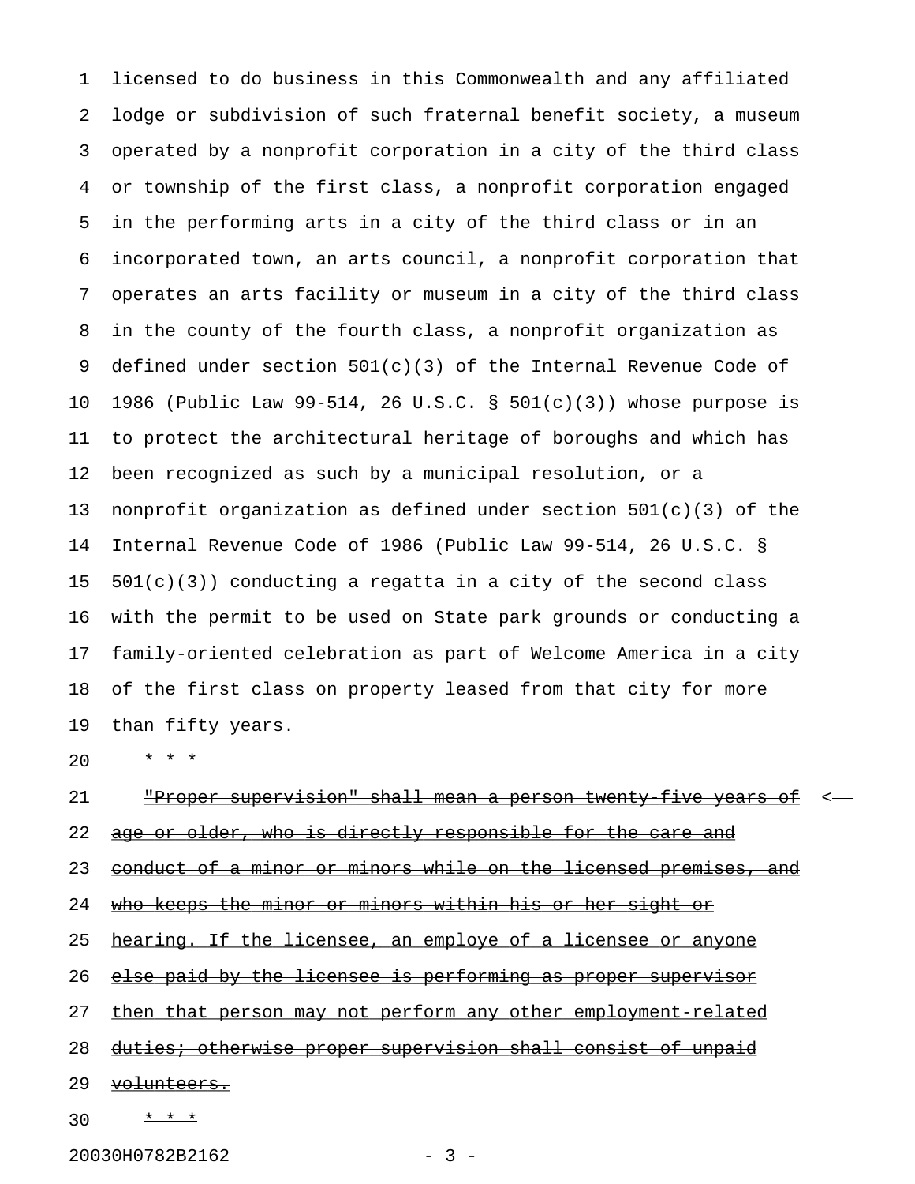licensed to do business in this Commonwealth and any affiliated lodge or subdivision of such fraternal benefit society, a museum operated by a nonprofit corporation in a city of the third class or township of the first class, a nonprofit corporation engaged in the performing arts in a city of the third class or in an incorporated town, an arts council, a nonprofit corporation that operates an arts facility or museum in a city of the third class in the county of the fourth class, a nonprofit organization as defined under section 501(c)(3) of the Internal Revenue Code of 1986 (Public Law 99-514, 26 U.S.C. § 501(c)(3)) whose purpose is to protect the architectural heritage of boroughs and which has been recognized as such by a municipal resolution, or a nonprofit organization as defined under section 501(c)(3) of the Internal Revenue Code of 1986 (Public Law 99-514, 26 U.S.C. § 501(c)(3)) conducting a regatta in a city of the second class with the permit to be used on State park grounds or conducting a family-oriented celebration as part of Welcome America in a city of the first class on property leased from that city for more than fifty years.

\* \* \*

~~"Proper supervision" shall mean a person twenty-five years of age or older, who is directly responsible for the care and conduct of a minor or minors while on the licensed premises, and who keeps the minor or minors within his or her sight or hearing. If the licensee, an employe of a licensee or anyone else paid by the licensee is performing as proper supervisor then that person may not perform any other employment-related duties; otherwise proper supervision shall consist of unpaid volunteers.~~

~~\* \* \*~~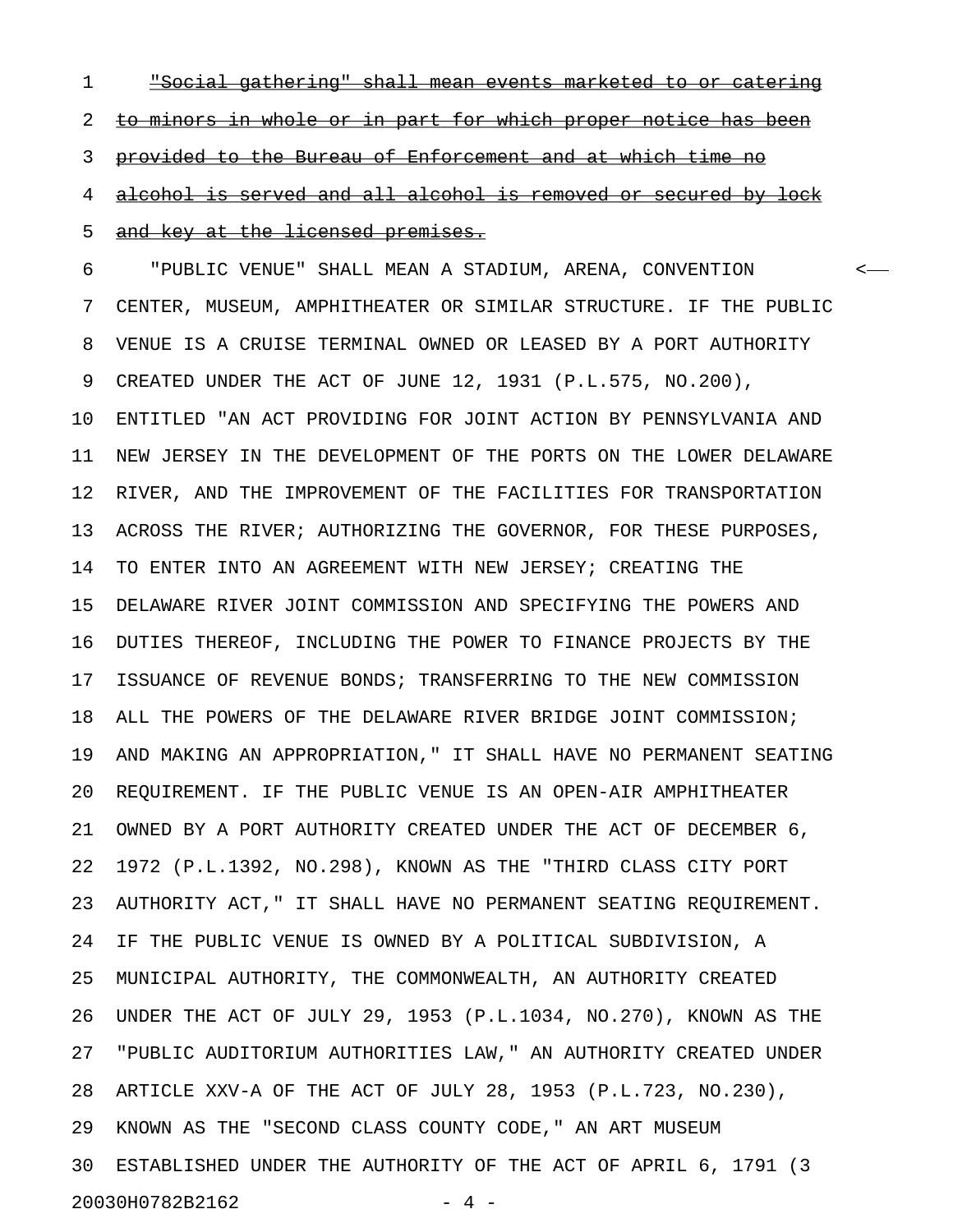~~"Social gathering" shall mean events marketed to or catering to minors in whole or in part for which proper notice has been provided to the Bureau of Enforcement and at which time no alcohol is served and all alcohol is removed or secured by lock and key at the licensed premises.~~

"PUBLIC VENUE" SHALL MEAN A STADIUM, ARENA, CONVENTION CENTER, MUSEUM, AMPHITHEATER OR SIMILAR STRUCTURE. IF THE PUBLIC VENUE IS A CRUISE TERMINAL OWNED OR LEASED BY A PORT AUTHORITY CREATED UNDER THE ACT OF JUNE 12, 1931 (P.L.575, NO.200), ENTITLED "AN ACT PROVIDING FOR JOINT ACTION BY PENNSYLVANIA AND NEW JERSEY IN THE DEVELOPMENT OF THE PORTS ON THE LOWER DELAWARE RIVER, AND THE IMPROVEMENT OF THE FACILITIES FOR TRANSPORTATION ACROSS THE RIVER; AUTHORIZING THE GOVERNOR, FOR THESE PURPOSES, TO ENTER INTO AN AGREEMENT WITH NEW JERSEY; CREATING THE DELAWARE RIVER JOINT COMMISSION AND SPECIFYING THE POWERS AND DUTIES THEREOF, INCLUDING THE POWER TO FINANCE PROJECTS BY THE ISSUANCE OF REVENUE BONDS; TRANSFERRING TO THE NEW COMMISSION ALL THE POWERS OF THE DELAWARE RIVER BRIDGE JOINT COMMISSION; AND MAKING AN APPROPRIATION," IT SHALL HAVE NO PERMANENT SEATING REQUIREMENT. IF THE PUBLIC VENUE IS AN OPEN-AIR AMPHITHEATER OWNED BY A PORT AUTHORITY CREATED UNDER THE ACT OF DECEMBER 6, 1972 (P.L.1392, NO.298), KNOWN AS THE "THIRD CLASS CITY PORT AUTHORITY ACT," IT SHALL HAVE NO PERMANENT SEATING REQUIREMENT. IF THE PUBLIC VENUE IS OWNED BY A POLITICAL SUBDIVISION, A MUNICIPAL AUTHORITY, THE COMMONWEALTH, AN AUTHORITY CREATED UNDER THE ACT OF JULY 29, 1953 (P.L.1034, NO.270), KNOWN AS THE "PUBLIC AUDITORIUM AUTHORITIES LAW," AN AUTHORITY CREATED UNDER ARTICLE XXV-A OF THE ACT OF JULY 28, 1953 (P.L.723, NO.230), KNOWN AS THE "SECOND CLASS COUNTY CODE," AN ART MUSEUM ESTABLISHED UNDER THE AUTHORITY OF THE ACT OF APRIL 6, 1791 (3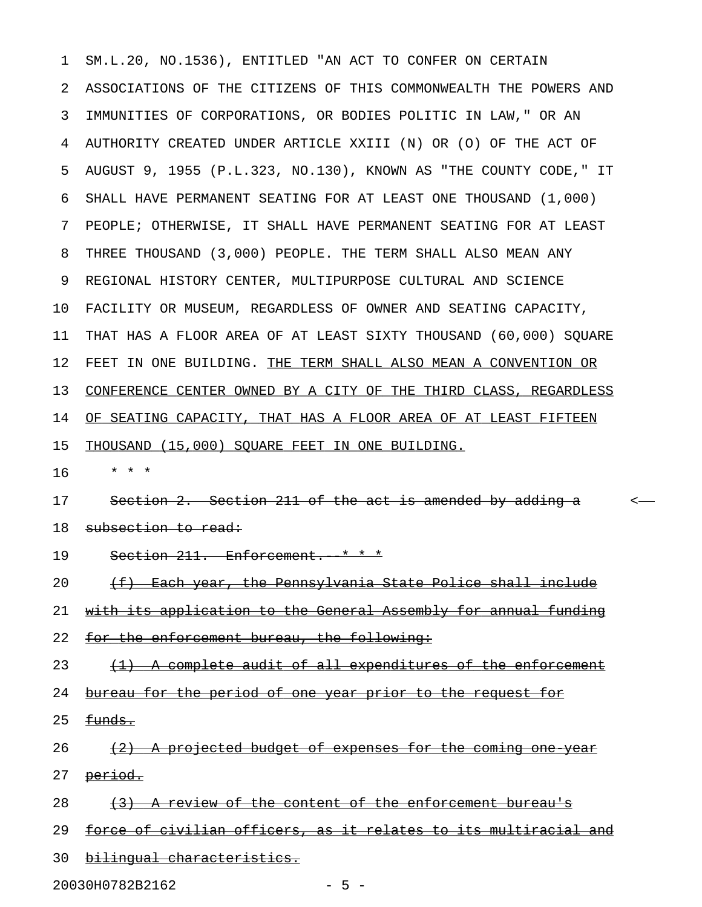SM.L.20, NO.1536), ENTITLED "AN ACT TO CONFER ON CERTAIN ASSOCIATIONS OF THE CITIZENS OF THIS COMMONWEALTH THE POWERS AND IMMUNITIES OF CORPORATIONS, OR BODIES POLITIC IN LAW," OR AN AUTHORITY CREATED UNDER ARTICLE XXIII (N) OR (O) OF THE ACT OF AUGUST 9, 1955 (P.L.323, NO.130), KNOWN AS "THE COUNTY CODE," IT SHALL HAVE PERMANENT SEATING FOR AT LEAST ONE THOUSAND (1,000) PEOPLE; OTHERWISE, IT SHALL HAVE PERMANENT SEATING FOR AT LEAST THREE THOUSAND (3,000) PEOPLE. THE TERM SHALL ALSO MEAN ANY REGIONAL HISTORY CENTER, MULTIPURPOSE CULTURAL AND SCIENCE FACILITY OR MUSEUM, REGARDLESS OF OWNER AND SEATING CAPACITY, THAT HAS A FLOOR AREA OF AT LEAST SIXTY THOUSAND (60,000) SQUARE FEET IN ONE BUILDING. <u>THE TERM SHALL ALSO MEAN A CONVENTION OR CONFERENCE CENTER OWNED BY A CITY OF THE THIRD CLASS, REGARDLESS OF SEATING CAPACITY, THAT HAS A FLOOR AREA OF AT LEAST FIFTEEN THOUSAND (15,000) SQUARE FEET IN ONE BUILDING.</u>

* * *

~~Section 2. Section 211 of the act is amended by adding a subsection to read:~~

~~Section 211. Enforcement.--* * *~~

~~(f) Each year, the Pennsylvania State Police shall include with its application to the General Assembly for annual funding for the enforcement bureau, the following:~~

~~(1) A complete audit of all expenditures of the enforcement bureau for the period of one year prior to the request for funds.~~

~~(2) A projected budget of expenses for the coming one-year period.~~

~~(3) A review of the content of the enforcement bureau's force of civilian officers, as it relates to its multiracial and bilingual characteristics.~~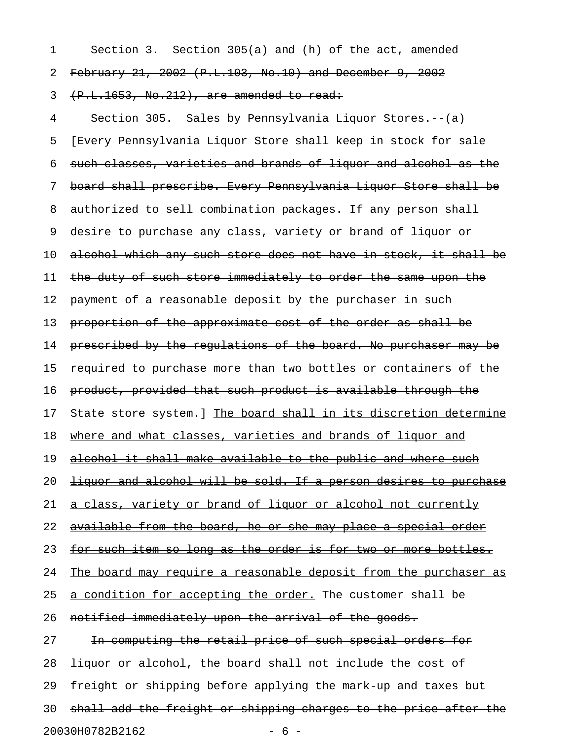1 Section 3. Section 305(a) and (h) of the act, amended

2 February 21, 2002 (P.L.103, No.10) and December 9, 2002

3 (P.L.1653, No.212), are amended to read:

4 Section 305. Sales by Pennsylvania Liquor Stores.--(a)

5 [Every Pennsylvania Liquor Store shall keep in stock for sale

6 such classes, varieties and brands of liquor and alcohol as the

7 board shall prescribe. Every Pennsylvania Liquor Store shall be

8 authorized to sell combination packages. If any person shall

9 desire to purchase any class, variety or brand of liquor or

10 alcohol which any such store does not have in stock, it shall be

11 the duty of such store immediately to order the same upon the

12 payment of a reasonable deposit by the purchaser in such

13 proportion of the approximate cost of the order as shall be

14 prescribed by the regulations of the board. No purchaser may be

15 required to purchase more than two bottles or containers of the

16 product, provided that such product is available through the

17 State store system.] The board shall in its discretion determine

18 where and what classes, varieties and brands of liquor and

19 alcohol it shall make available to the public and where such

20 liquor and alcohol will be sold. If a person desires to purchase

21 a class, variety or brand of liquor or alcohol not currently

22 available from the board, he or she may place a special order

23 for such item so long as the order is for two or more bottles.

24 The board may require a reasonable deposit from the purchaser as

25 a condition for accepting the order. The customer shall be

26 notified immediately upon the arrival of the goods.

27 In computing the retail price of such special orders for

28 liquor or alcohol, the board shall not include the cost of

29 freight or shipping before applying the mark-up and taxes but

30 shall add the freight or shipping charges to the price after the

20030H0782B2162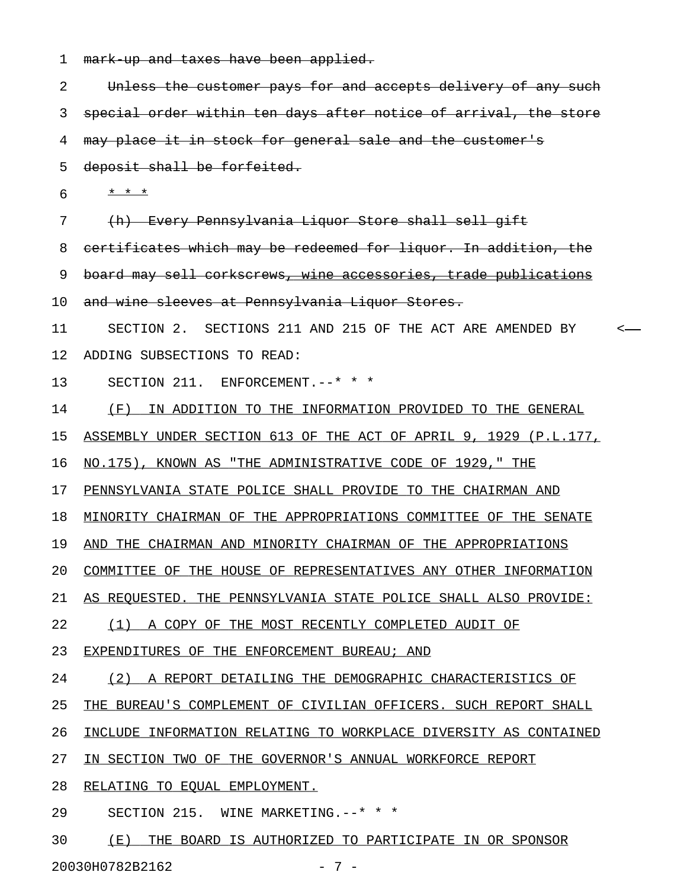~~mark-up and taxes have been applied.~~

~~Unless the customer pays for and accepts delivery of any such special order within ten days after notice of arrival, the store may place it in stock for general sale and the customer's deposit shall be forfeited.~~

~~* * *~~

~~(h) Every Pennsylvania Liquor Store shall sell gift certificates which may be redeemed for liquor. In addition, the board may sell corkscrews, wine accessories, trade publications and wine sleeves at Pennsylvania Liquor Stores.~~

SECTION 2. SECTIONS 211 AND 215 OF THE ACT ARE AMENDED BY ADDING SUBSECTIONS TO READ:

SECTION 211. ENFORCEMENT.--* * *

<u>(F) IN ADDITION TO THE INFORMATION PROVIDED TO THE GENERAL ASSEMBLY UNDER SECTION 613 OF THE ACT OF APRIL 9, 1929 (P.L.177, NO.175), KNOWN AS "THE ADMINISTRATIVE CODE OF 1929," THE PENNSYLVANIA STATE POLICE SHALL PROVIDE TO THE CHAIRMAN AND MINORITY CHAIRMAN OF THE APPROPRIATIONS COMMITTEE OF THE SENATE AND THE CHAIRMAN AND MINORITY CHAIRMAN OF THE APPROPRIATIONS COMMITTEE OF THE HOUSE OF REPRESENTATIVES ANY OTHER INFORMATION AS REQUESTED. THE PENNSYLVANIA STATE POLICE SHALL ALSO PROVIDE:</u>

<u>(1) A COPY OF THE MOST RECENTLY COMPLETED AUDIT OF EXPENDITURES OF THE ENFORCEMENT BUREAU; AND</u>

<u>(2) A REPORT DETAILING THE DEMOGRAPHIC CHARACTERISTICS OF THE BUREAU'S COMPLEMENT OF CIVILIAN OFFICERS. SUCH REPORT SHALL INCLUDE INFORMATION RELATING TO WORKPLACE DIVERSITY AS CONTAINED IN SECTION TWO OF THE GOVERNOR'S ANNUAL WORKFORCE REPORT RELATING TO EQUAL EMPLOYMENT.</u>

SECTION 215. WINE MARKETING.--* * *

<u>(E) THE BOARD IS AUTHORIZED TO PARTICIPATE IN OR SPONSOR</u>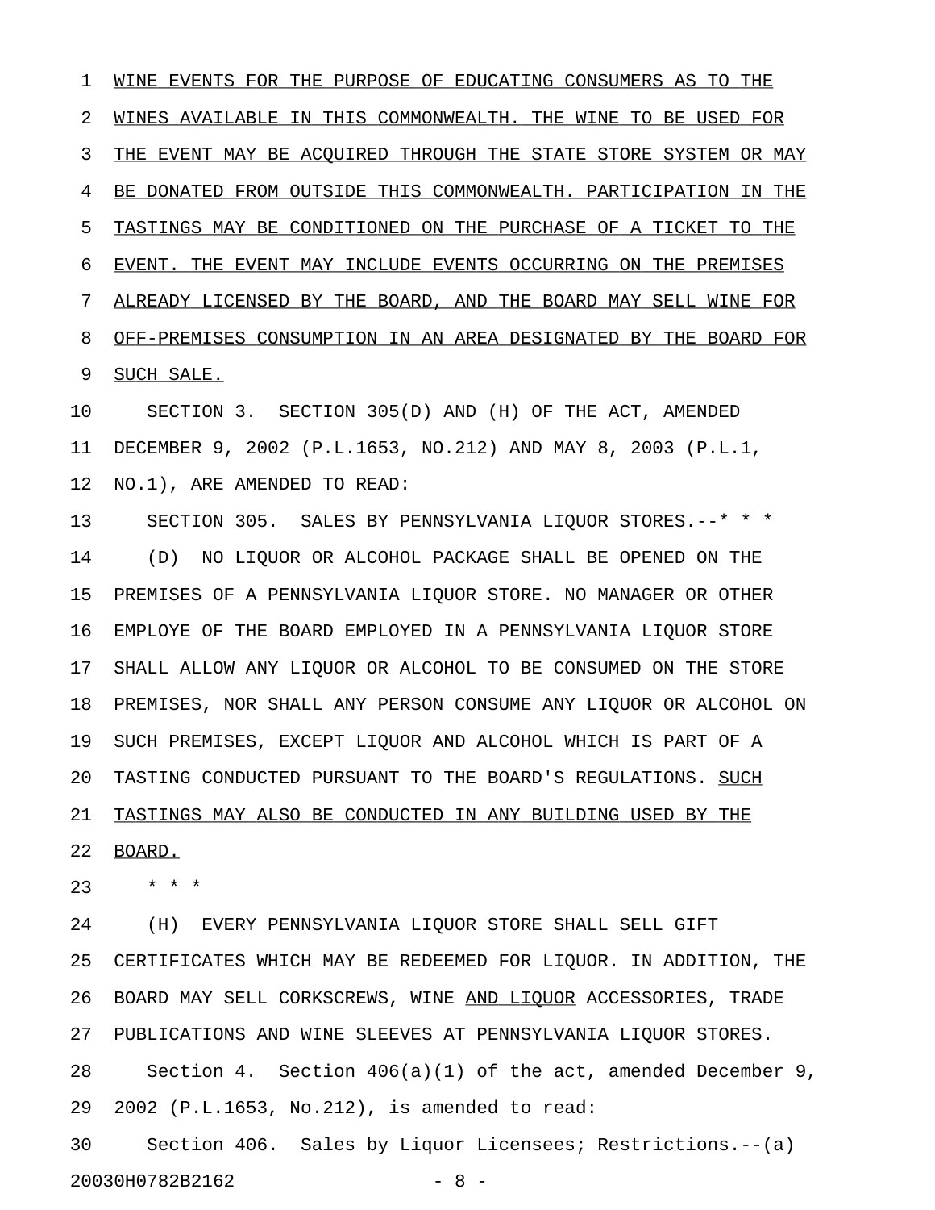WINE EVENTS FOR THE PURPOSE OF EDUCATING CONSUMERS AS TO THE WINES AVAILABLE IN THIS COMMONWEALTH. THE WINE TO BE USED FOR THE EVENT MAY BE ACQUIRED THROUGH THE STATE STORE SYSTEM OR MAY BE DONATED FROM OUTSIDE THIS COMMONWEALTH. PARTICIPATION IN THE TASTINGS MAY BE CONDITIONED ON THE PURCHASE OF A TICKET TO THE EVENT. THE EVENT MAY INCLUDE EVENTS OCCURRING ON THE PREMISES ALREADY LICENSED BY THE BOARD, AND THE BOARD MAY SELL WINE FOR OFF-PREMISES CONSUMPTION IN AN AREA DESIGNATED BY THE BOARD FOR SUCH SALE.

SECTION 3. SECTION 305(D) AND (H) OF THE ACT, AMENDED DECEMBER 9, 2002 (P.L.1653, NO.212) AND MAY 8, 2003 (P.L.1, NO.1), ARE AMENDED TO READ:

SECTION 305. SALES BY PENNSYLVANIA LIQUOR STORES.--* * *

(D) NO LIQUOR OR ALCOHOL PACKAGE SHALL BE OPENED ON THE PREMISES OF A PENNSYLVANIA LIQUOR STORE. NO MANAGER OR OTHER EMPLOYE OF THE BOARD EMPLOYED IN A PENNSYLVANIA LIQUOR STORE SHALL ALLOW ANY LIQUOR OR ALCOHOL TO BE CONSUMED ON THE STORE PREMISES, NOR SHALL ANY PERSON CONSUME ANY LIQUOR OR ALCOHOL ON SUCH PREMISES, EXCEPT LIQUOR AND ALCOHOL WHICH IS PART OF A TASTING CONDUCTED PURSUANT TO THE BOARD'S REGULATIONS. SUCH TASTINGS MAY ALSO BE CONDUCTED IN ANY BUILDING USED BY THE BOARD.

* * *

(H) EVERY PENNSYLVANIA LIQUOR STORE SHALL SELL GIFT CERTIFICATES WHICH MAY BE REDEEMED FOR LIQUOR. IN ADDITION, THE BOARD MAY SELL CORKSCREWS, WINE AND LIQUOR ACCESSORIES, TRADE PUBLICATIONS AND WINE SLEEVES AT PENNSYLVANIA LIQUOR STORES.

Section 4. Section 406(a)(1) of the act, amended December 9, 2002 (P.L.1653, No.212), is amended to read:

Section 406. Sales by Liquor Licensees; Restrictions.--(a)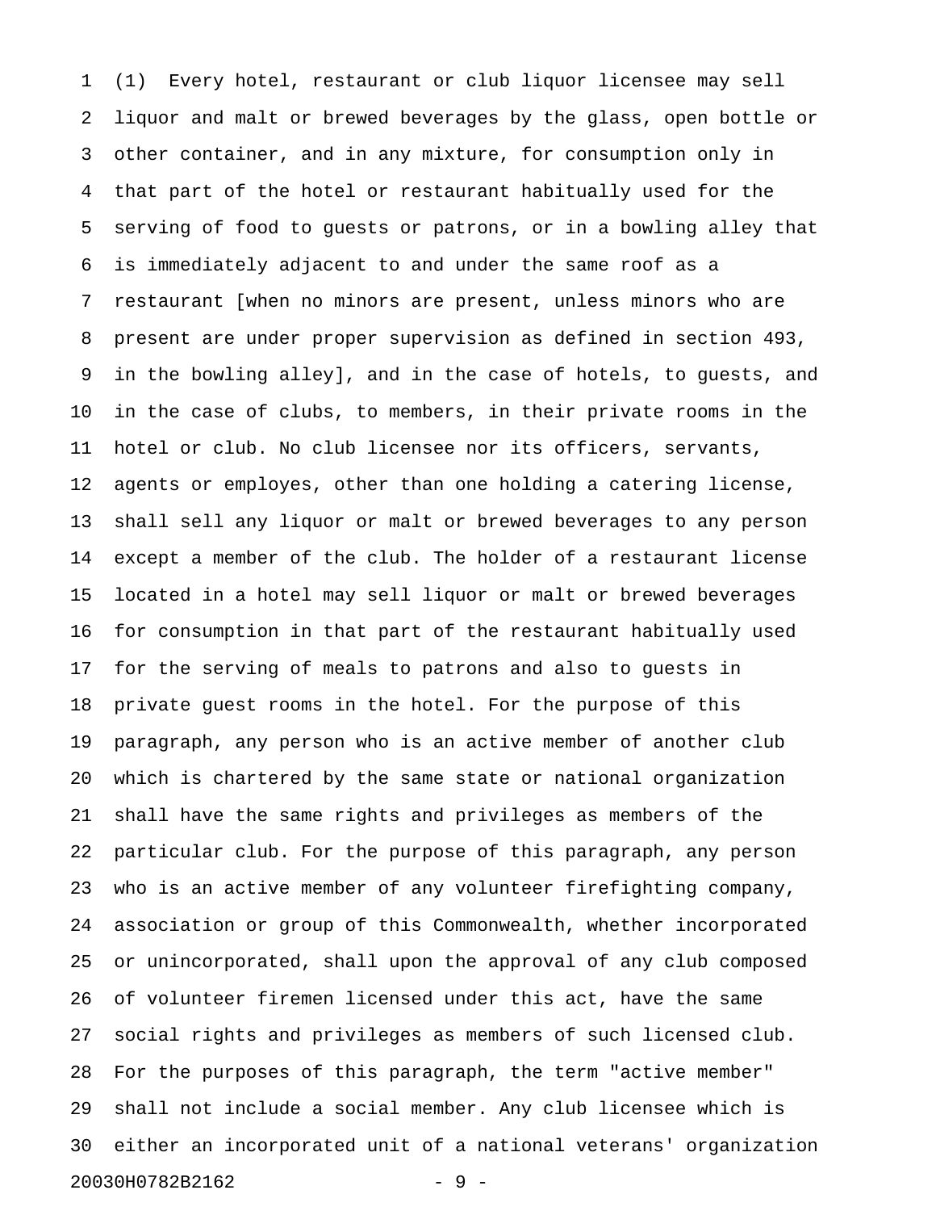(1) Every hotel, restaurant or club liquor licensee may sell liquor and malt or brewed beverages by the glass, open bottle or other container, and in any mixture, for consumption only in that part of the hotel or restaurant habitually used for the serving of food to guests or patrons, or in a bowling alley that is immediately adjacent to and under the same roof as a restaurant [when no minors are present, unless minors who are present are under proper supervision as defined in section 493, in the bowling alley], and in the case of hotels, to guests, and in the case of clubs, to members, in their private rooms in the hotel or club. No club licensee nor its officers, servants, agents or employes, other than one holding a catering license, shall sell any liquor or malt or brewed beverages to any person except a member of the club. The holder of a restaurant license located in a hotel may sell liquor or malt or brewed beverages for consumption in that part of the restaurant habitually used for the serving of meals to patrons and also to guests in private guest rooms in the hotel. For the purpose of this paragraph, any person who is an active member of another club which is chartered by the same state or national organization shall have the same rights and privileges as members of the particular club. For the purpose of this paragraph, any person who is an active member of any volunteer firefighting company, association or group of this Commonwealth, whether incorporated or unincorporated, shall upon the approval of any club composed of volunteer firemen licensed under this act, have the same social rights and privileges as members of such licensed club. For the purposes of this paragraph, the term "active member" shall not include a social member. Any club licensee which is either an incorporated unit of a national veterans' organization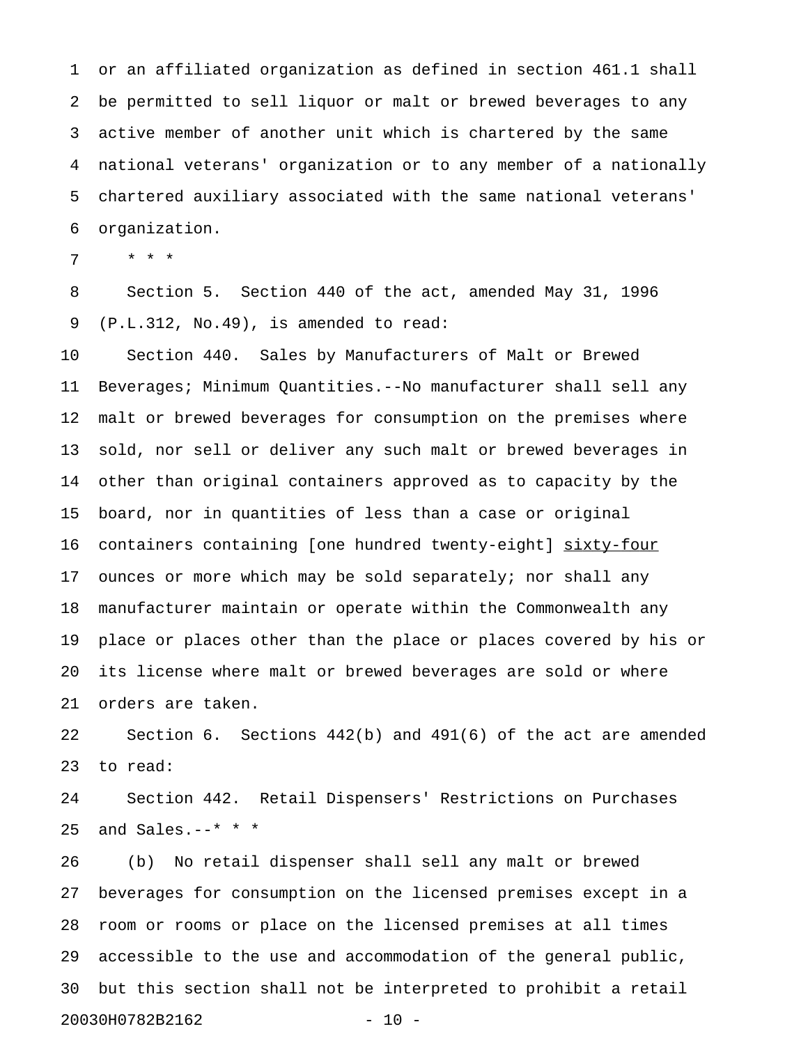or an affiliated organization as defined in section 461.1 shall be permitted to sell liquor or malt or brewed beverages to any active member of another unit which is chartered by the same national veterans' organization or to any member of a nationally chartered auxiliary associated with the same national veterans' organization.

\* \* \*

Section 5. Section 440 of the act, amended May 31, 1996 (P.L.312, No.49), is amended to read:

Section 440. Sales by Manufacturers of Malt or Brewed Beverages; Minimum Quantities.--No manufacturer shall sell any malt or brewed beverages for consumption on the premises where sold, nor sell or deliver any such malt or brewed beverages in other than original containers approved as to capacity by the board, nor in quantities of less than a case or original containers containing [one hundred twenty-eight] <u>sixty-four</u> ounces or more which may be sold separately; nor shall any manufacturer maintain or operate within the Commonwealth any place or places other than the place or places covered by his or its license where malt or brewed beverages are sold or where orders are taken.

Section 6. Sections 442(b) and 491(6) of the act are amended to read:

Section 442. Retail Dispensers' Restrictions on Purchases and Sales.--\* \* \*

(b) No retail dispenser shall sell any malt or brewed beverages for consumption on the licensed premises except in a room or rooms or place on the licensed premises at all times accessible to the use and accommodation of the general public, but this section shall not be interpreted to prohibit a retail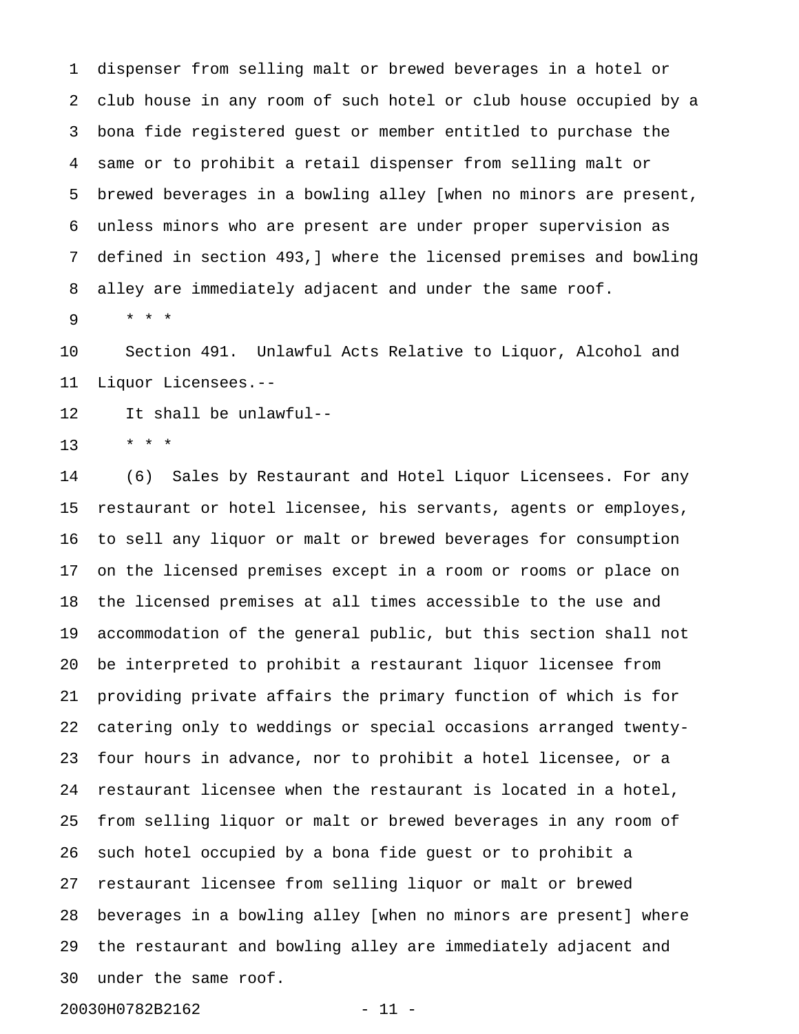dispenser from selling malt or brewed beverages in a hotel or club house in any room of such hotel or club house occupied by a bona fide registered guest or member entitled to purchase the same or to prohibit a retail dispenser from selling malt or brewed beverages in a bowling alley [when no minors are present, unless minors who are present are under proper supervision as defined in section 493,] where the licensed premises and bowling alley are immediately adjacent and under the same roof.

\* \* \*

Section 491. Unlawful Acts Relative to Liquor, Alcohol and Liquor Licensees.--

It shall be unlawful--

\* \* \*

(6) Sales by Restaurant and Hotel Liquor Licensees. For any restaurant or hotel licensee, his servants, agents or employes, to sell any liquor or malt or brewed beverages for consumption on the licensed premises except in a room or rooms or place on the licensed premises at all times accessible to the use and accommodation of the general public, but this section shall not be interpreted to prohibit a restaurant liquor licensee from providing private affairs the primary function of which is for catering only to weddings or special occasions arranged twenty-four hours in advance, nor to prohibit a hotel licensee, or a restaurant licensee when the restaurant is located in a hotel, from selling liquor or malt or brewed beverages in any room of such hotel occupied by a bona fide guest or to prohibit a restaurant licensee from selling liquor or malt or brewed beverages in a bowling alley [when no minors are present] where the restaurant and bowling alley are immediately adjacent and under the same roof.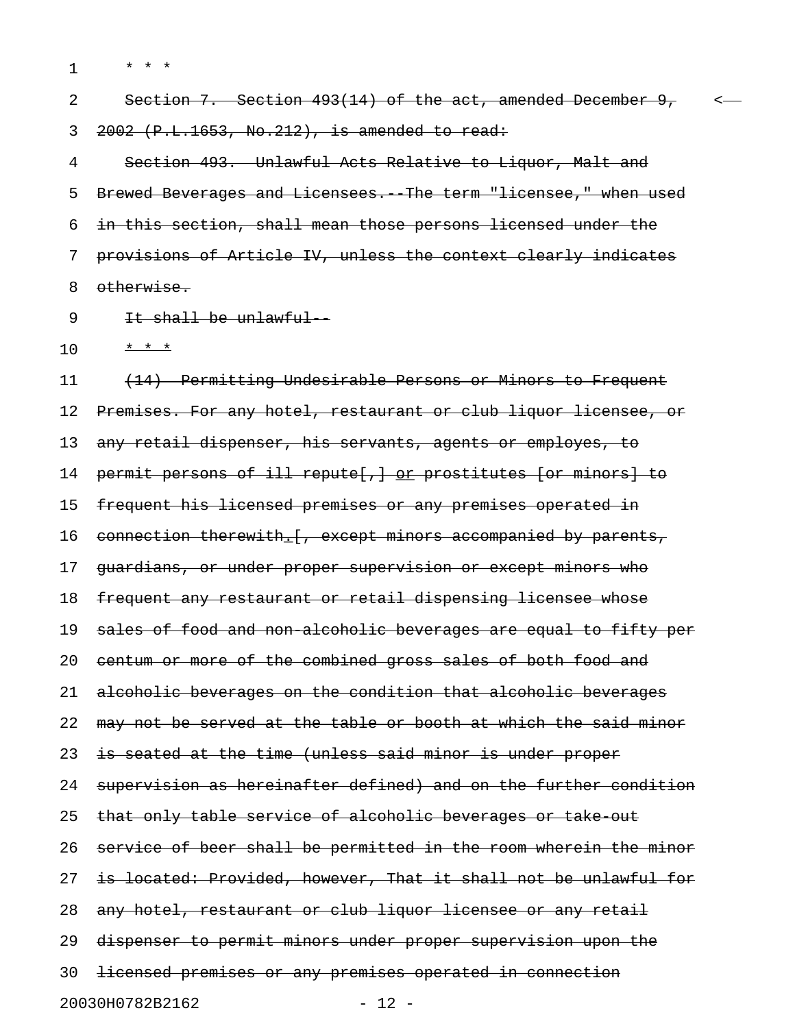* * *

Section 7. Section 493(14) of the act, amended December 9, 2002 (P.L.1653, No.212), is amended to read:

Section 493. Unlawful Acts Relative to Liquor, Malt and Brewed Beverages and Licensees.--The term "licensee," when used in this section, shall mean those persons licensed under the provisions of Article IV, unless the context clearly indicates otherwise.

It shall be unlawful--

* * *

(14) Permitting Undesirable Persons or Minors to Frequent Premises. For any hotel, restaurant or club liquor licensee, or any retail dispenser, his servants, agents or employes, to permit persons of ill repute[,] or prostitutes [or minors] to frequent his licensed premises or any premises operated in connection therewith.[, except minors accompanied by parents, guardians, or under proper supervision or except minors who frequent any restaurant or retail dispensing licensee whose sales of food and non-alcoholic beverages are equal to fifty per centum or more of the combined gross sales of both food and alcoholic beverages on the condition that alcoholic beverages may not be served at the table or booth at which the said minor is seated at the time (unless said minor is under proper supervision as hereinafter defined) and on the further condition that only table service of alcoholic beverages or take-out service of beer shall be permitted in the room wherein the minor is located: Provided, however, That it shall not be unlawful for any hotel, restaurant or club liquor licensee or any retail dispenser to permit minors under proper supervision upon the licensed premises or any premises operated in connection

20030H0782B2162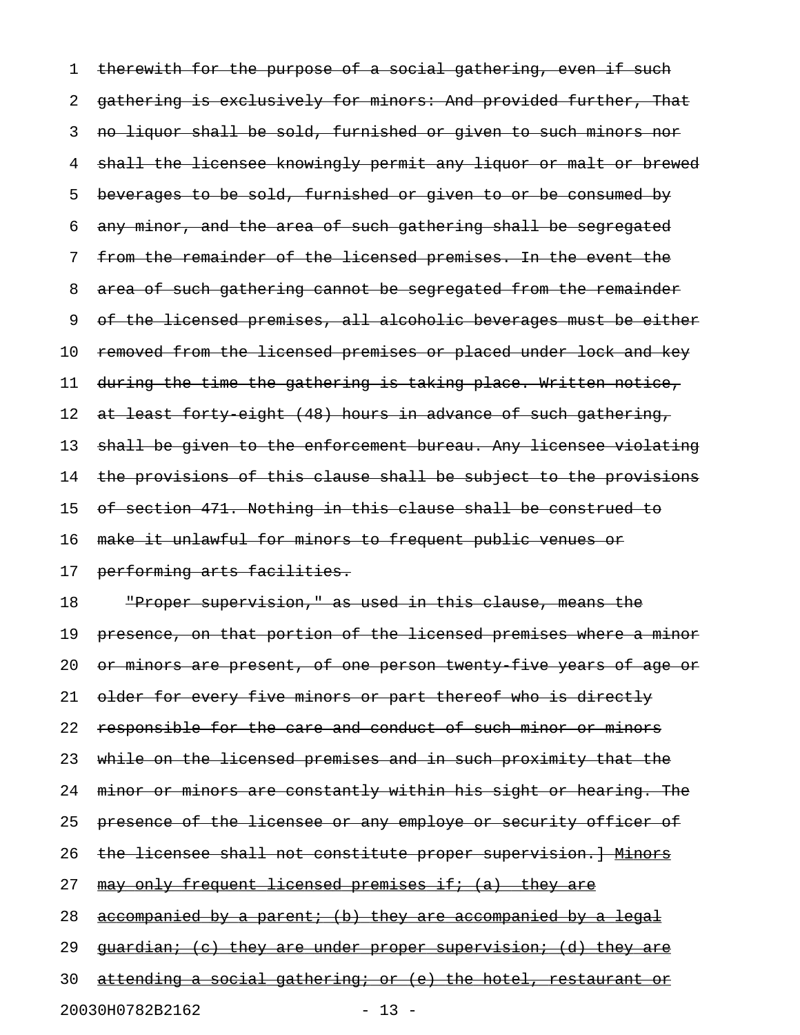therewith for the purpose of a social gathering, even if such gathering is exclusively for minors: And provided further, That no liquor shall be sold, furnished or given to such minors nor shall the licensee knowingly permit any liquor or malt or brewed beverages to be sold, furnished or given to or be consumed by any minor, and the area of such gathering shall be segregated from the remainder of the licensed premises. In the event the area of such gathering cannot be segregated from the remainder of the licensed premises, all alcoholic beverages must be either removed from the licensed premises or placed under lock and key during the time the gathering is taking place. Written notice, at least forty-eight (48) hours in advance of such gathering, shall be given to the enforcement bureau. Any licensee violating the provisions of this clause shall be subject to the provisions of section 471. Nothing in this clause shall be construed to make it unlawful for minors to frequent public venues or performing arts facilities.

"Proper supervision," as used in this clause, means the presence, on that portion of the licensed premises where a minor or minors are present, of one person twenty-five years of age or older for every five minors or part thereof who is directly responsible for the care and conduct of such minor or minors while on the licensed premises and in such proximity that the minor or minors are constantly within his sight or hearing. The presence of the licensee or any employe or security officer of the licensee shall not constitute proper supervision.] Minors may only frequent licensed premises if; (a) they are accompanied by a parent; (b) they are accompanied by a legal guardian; (c) they are under proper supervision; (d) they are attending a social gathering; or (e) the hotel, restaurant or

20030H0782B2162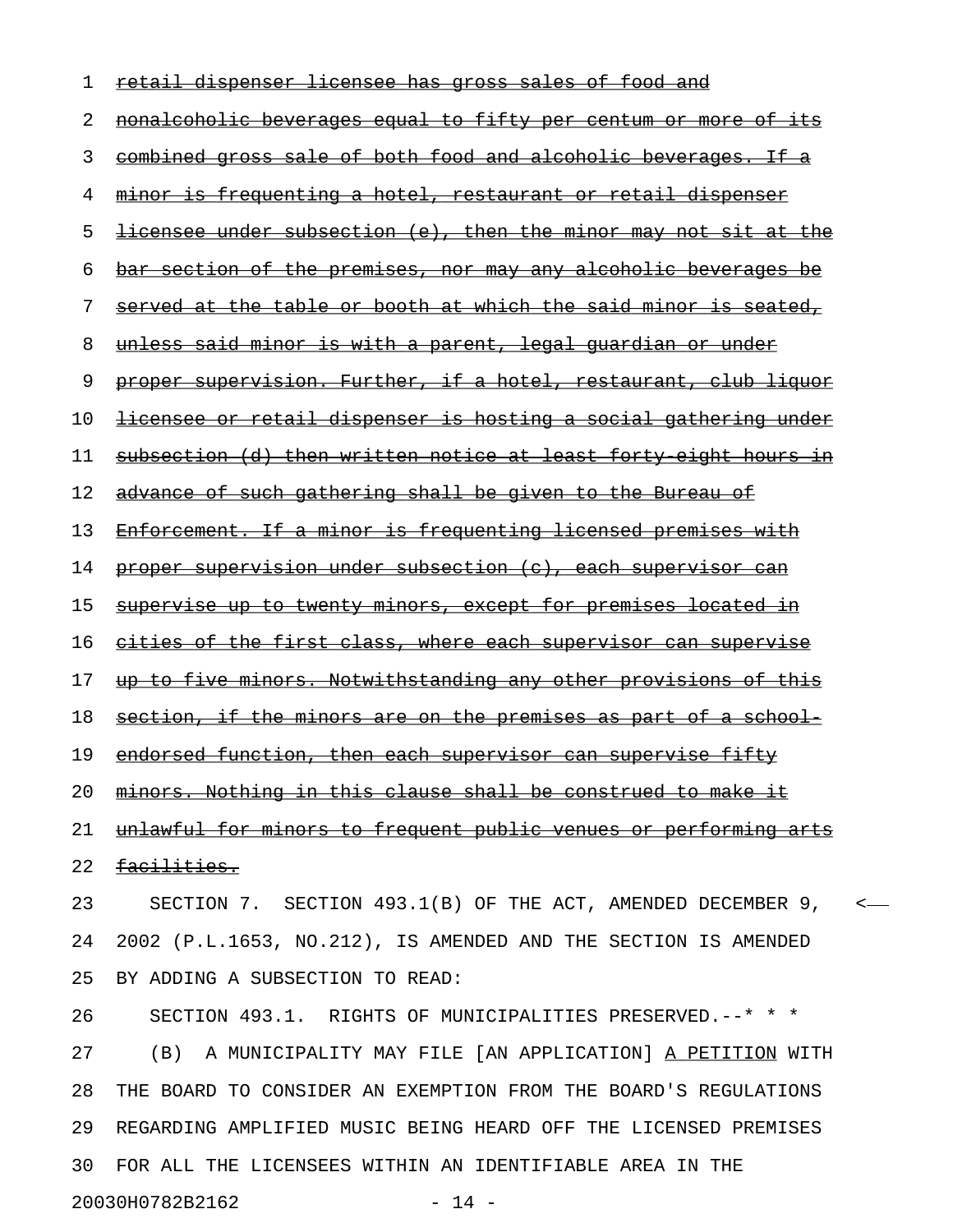~~retail dispenser licensee has gross sales of food and nonalcoholic beverages equal to fifty per centum or more of its combined gross sale of both food and alcoholic beverages. If a minor is frequenting a hotel, restaurant or retail dispenser licensee under subsection (e), then the minor may not sit at the bar section of the premises, nor may any alcoholic beverages be served at the table or booth at which the said minor is seated, unless said minor is with a parent, legal guardian or under proper supervision. Further, if a hotel, restaurant, club liquor licensee or retail dispenser is hosting a social gathering under subsection (d) then written notice at least forty-eight hours in advance of such gathering shall be given to the Bureau of Enforcement. If a minor is frequenting licensed premises with proper supervision under subsection (c), each supervisor can supervise up to twenty minors, except for premises located in cities of the first class, where each supervisor can supervise up to five minors. Notwithstanding any other provisions of this section, if the minors are on the premises as part of a school-endorsed function, then each supervisor can supervise fifty minors. Nothing in this clause shall be construed to make it unlawful for minors to frequent public venues or performing arts facilities.~~

SECTION 7. SECTION 493.1(B) OF THE ACT, AMENDED DECEMBER 9, 2002 (P.L.1653, NO.212), IS AMENDED AND THE SECTION IS AMENDED BY ADDING A SUBSECTION TO READ:

SECTION 493.1. RIGHTS OF MUNICIPALITIES PRESERVED.--* * *

(B) A MUNICIPALITY MAY FILE [AN APPLICATION] <u>A PETITION</u> WITH THE BOARD TO CONSIDER AN EXEMPTION FROM THE BOARD'S REGULATIONS REGARDING AMPLIFIED MUSIC BEING HEARD OFF THE LICENSED PREMISES FOR ALL THE LICENSEES WITHIN AN IDENTIFIABLE AREA IN THE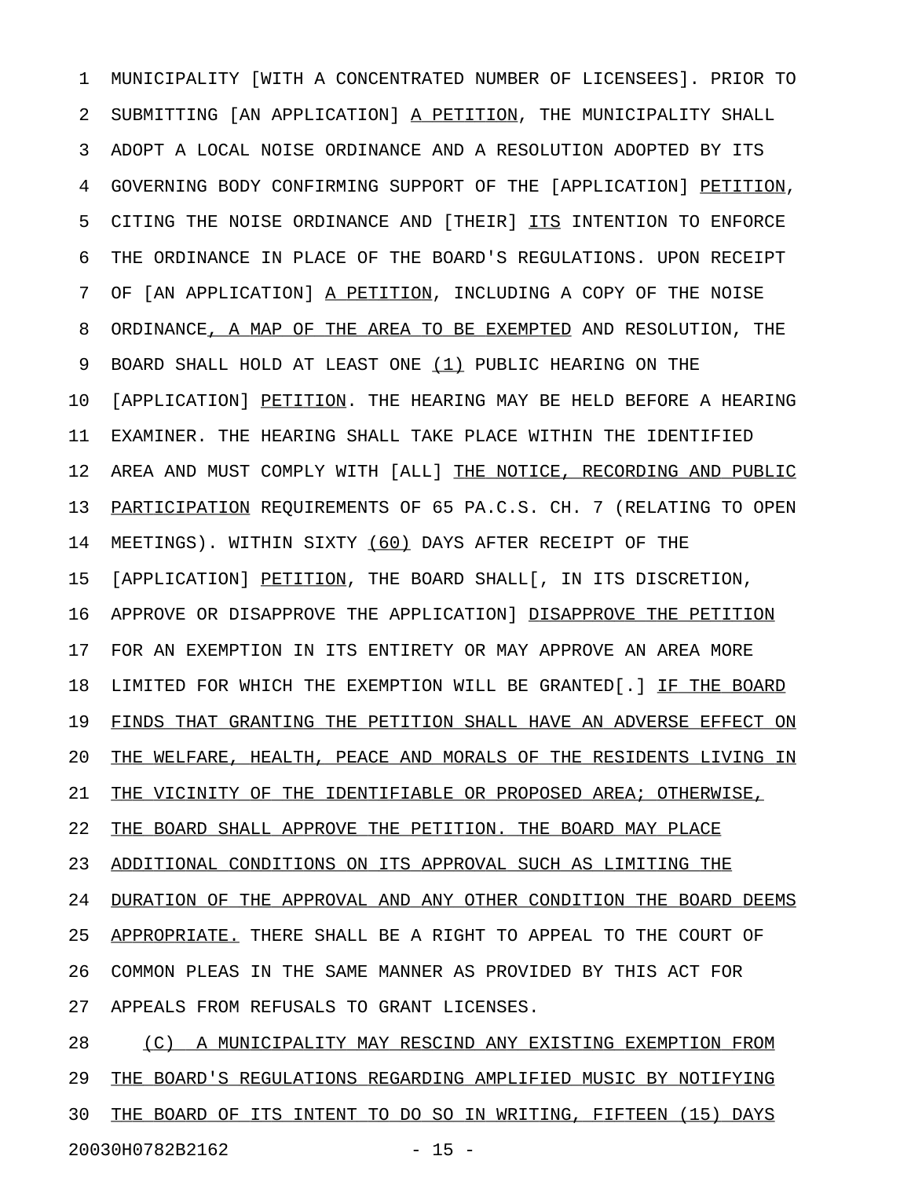MUNICIPALITY [WITH A CONCENTRATED NUMBER OF LICENSEES]. PRIOR TO SUBMITTING [AN APPLICATION] A PETITION, THE MUNICIPALITY SHALL ADOPT A LOCAL NOISE ORDINANCE AND A RESOLUTION ADOPTED BY ITS GOVERNING BODY CONFIRMING SUPPORT OF THE [APPLICATION] PETITION, CITING THE NOISE ORDINANCE AND [THEIR] ITS INTENTION TO ENFORCE THE ORDINANCE IN PLACE OF THE BOARD'S REGULATIONS. UPON RECEIPT OF [AN APPLICATION] A PETITION, INCLUDING A COPY OF THE NOISE ORDINANCE, A MAP OF THE AREA TO BE EXEMPTED AND RESOLUTION, THE BOARD SHALL HOLD AT LEAST ONE (1) PUBLIC HEARING ON THE [APPLICATION] PETITION. THE HEARING MAY BE HELD BEFORE A HEARING EXAMINER. THE HEARING SHALL TAKE PLACE WITHIN THE IDENTIFIED AREA AND MUST COMPLY WITH [ALL] THE NOTICE, RECORDING AND PUBLIC PARTICIPATION REQUIREMENTS OF 65 PA.C.S. CH. 7 (RELATING TO OPEN MEETINGS). WITHIN SIXTY (60) DAYS AFTER RECEIPT OF THE [APPLICATION] PETITION, THE BOARD SHALL[, IN ITS DISCRETION, APPROVE OR DISAPPROVE THE APPLICATION] DISAPPROVE THE PETITION FOR AN EXEMPTION IN ITS ENTIRETY OR MAY APPROVE AN AREA MORE LIMITED FOR WHICH THE EXEMPTION WILL BE GRANTED[.] IF THE BOARD FINDS THAT GRANTING THE PETITION SHALL HAVE AN ADVERSE EFFECT ON THE WELFARE, HEALTH, PEACE AND MORALS OF THE RESIDENTS LIVING IN THE VICINITY OF THE IDENTIFIABLE OR PROPOSED AREA; OTHERWISE, THE BOARD SHALL APPROVE THE PETITION. THE BOARD MAY PLACE ADDITIONAL CONDITIONS ON ITS APPROVAL SUCH AS LIMITING THE DURATION OF THE APPROVAL AND ANY OTHER CONDITION THE BOARD DEEMS APPROPRIATE. THERE SHALL BE A RIGHT TO APPEAL TO THE COURT OF COMMON PLEAS IN THE SAME MANNER AS PROVIDED BY THIS ACT FOR APPEALS FROM REFUSALS TO GRANT LICENSES.

(C) A MUNICIPALITY MAY RESCIND ANY EXISTING EXEMPTION FROM THE BOARD'S REGULATIONS REGARDING AMPLIFIED MUSIC BY NOTIFYING THE BOARD OF ITS INTENT TO DO SO IN WRITING, FIFTEEN (15) DAYS

20030H0782B2162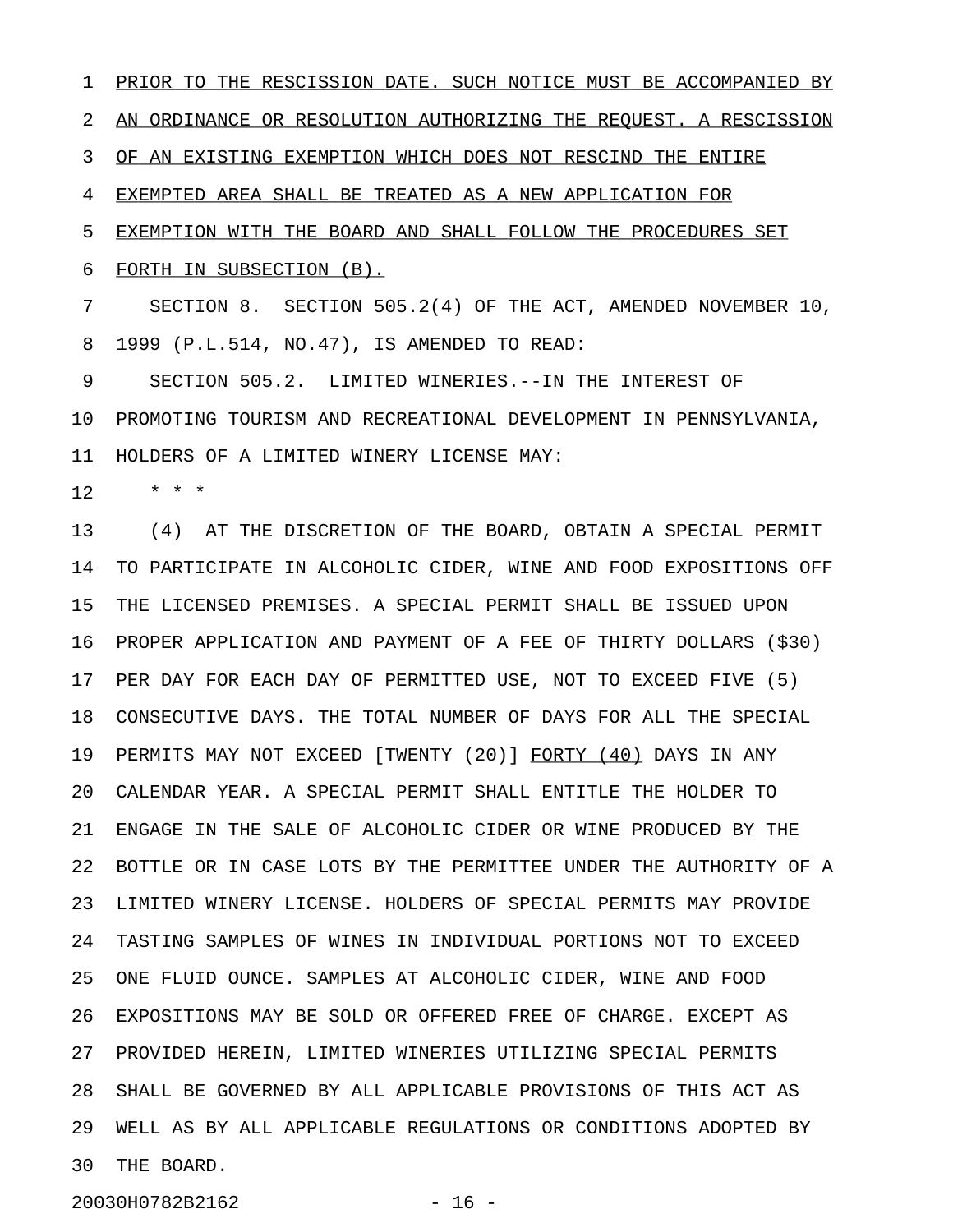PRIOR TO THE RESCISSION DATE. SUCH NOTICE MUST BE ACCOMPANIED BY AN ORDINANCE OR RESOLUTION AUTHORIZING THE REQUEST. A RESCISSION OF AN EXISTING EXEMPTION WHICH DOES NOT RESCIND THE ENTIRE EXEMPTED AREA SHALL BE TREATED AS A NEW APPLICATION FOR EXEMPTION WITH THE BOARD AND SHALL FOLLOW THE PROCEDURES SET FORTH IN SUBSECTION (B).

SECTION 8. SECTION 505.2(4) OF THE ACT, AMENDED NOVEMBER 10, 1999 (P.L.514, NO.47), IS AMENDED TO READ:

SECTION 505.2. LIMITED WINERIES.--IN THE INTEREST OF PROMOTING TOURISM AND RECREATIONAL DEVELOPMENT IN PENNSYLVANIA, HOLDERS OF A LIMITED WINERY LICENSE MAY:

* * *

(4) AT THE DISCRETION OF THE BOARD, OBTAIN A SPECIAL PERMIT TO PARTICIPATE IN ALCOHOLIC CIDER, WINE AND FOOD EXPOSITIONS OFF THE LICENSED PREMISES. A SPECIAL PERMIT SHALL BE ISSUED UPON PROPER APPLICATION AND PAYMENT OF A FEE OF THIRTY DOLLARS ($30) PER DAY FOR EACH DAY OF PERMITTED USE, NOT TO EXCEED FIVE (5) CONSECUTIVE DAYS. THE TOTAL NUMBER OF DAYS FOR ALL THE SPECIAL PERMITS MAY NOT EXCEED [TWENTY (20)] FORTY (40) DAYS IN ANY CALENDAR YEAR. A SPECIAL PERMIT SHALL ENTITLE THE HOLDER TO ENGAGE IN THE SALE OF ALCOHOLIC CIDER OR WINE PRODUCED BY THE BOTTLE OR IN CASE LOTS BY THE PERMITTEE UNDER THE AUTHORITY OF A LIMITED WINERY LICENSE. HOLDERS OF SPECIAL PERMITS MAY PROVIDE TASTING SAMPLES OF WINES IN INDIVIDUAL PORTIONS NOT TO EXCEED ONE FLUID OUNCE. SAMPLES AT ALCOHOLIC CIDER, WINE AND FOOD EXPOSITIONS MAY BE SOLD OR OFFERED FREE OF CHARGE. EXCEPT AS PROVIDED HEREIN, LIMITED WINERIES UTILIZING SPECIAL PERMITS SHALL BE GOVERNED BY ALL APPLICABLE PROVISIONS OF THIS ACT AS WELL AS BY ALL APPLICABLE REGULATIONS OR CONDITIONS ADOPTED BY THE BOARD.

20030H0782B2162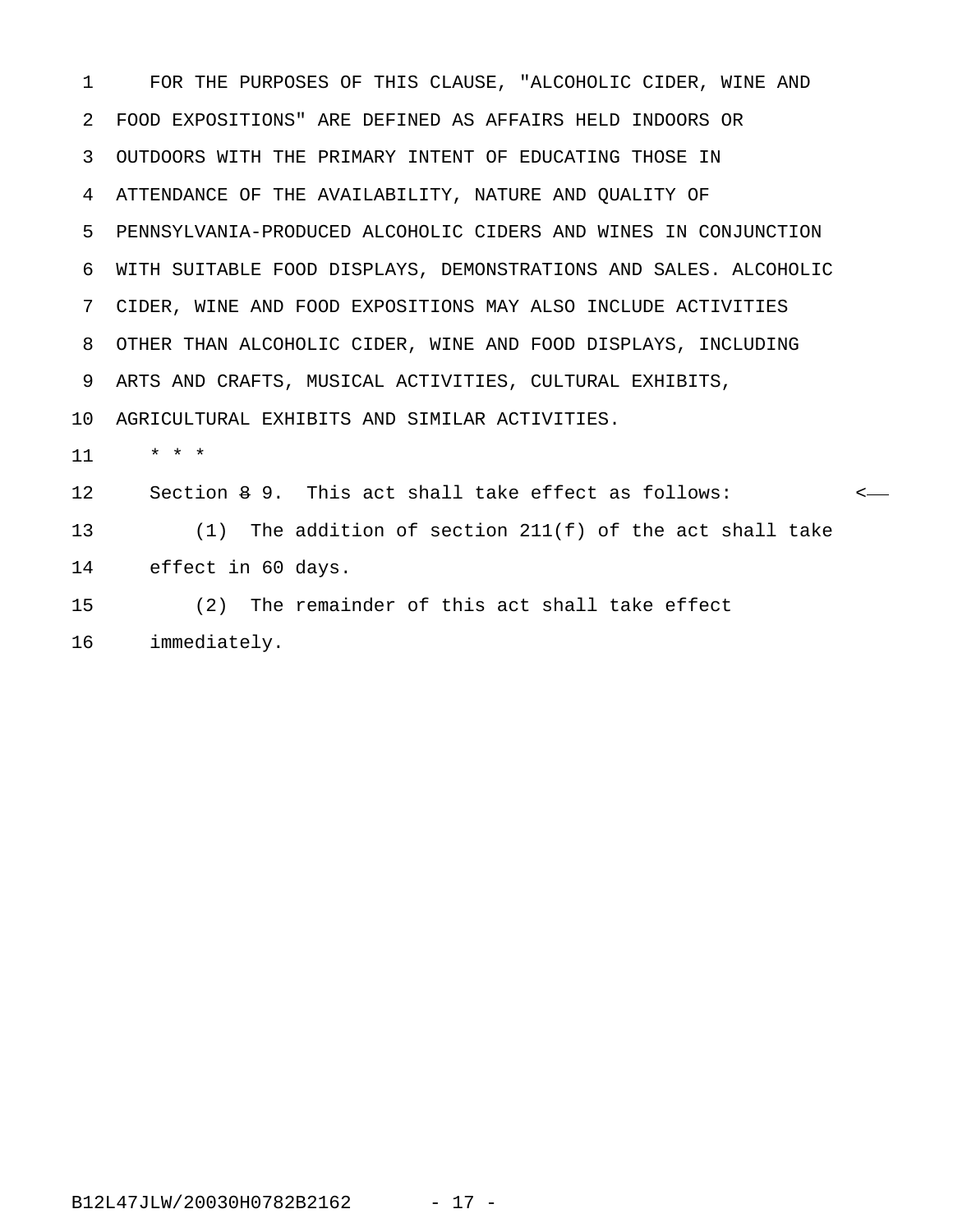FOR THE PURPOSES OF THIS CLAUSE, "ALCOHOLIC CIDER, WINE AND FOOD EXPOSITIONS" ARE DEFINED AS AFFAIRS HELD INDOORS OR OUTDOORS WITH THE PRIMARY INTENT OF EDUCATING THOSE IN ATTENDANCE OF THE AVAILABILITY, NATURE AND QUALITY OF PENNSYLVANIA-PRODUCED ALCOHOLIC CIDERS AND WINES IN CONJUNCTION WITH SUITABLE FOOD DISPLAYS, DEMONSTRATIONS AND SALES. ALCOHOLIC CIDER, WINE AND FOOD EXPOSITIONS MAY ALSO INCLUDE ACTIVITIES OTHER THAN ALCOHOLIC CIDER, WINE AND FOOD DISPLAYS, INCLUDING ARTS AND CRAFTS, MUSICAL ACTIVITIES, CULTURAL EXHIBITS, AGRICULTURAL EXHIBITS AND SIMILAR ACTIVITIES.

* * *

Section ~~8~~ 9. This act shall take effect as follows:

(1) The addition of section 211(f) of the act shall take effect in 60 days.

(2) The remainder of this act shall take effect immediately.